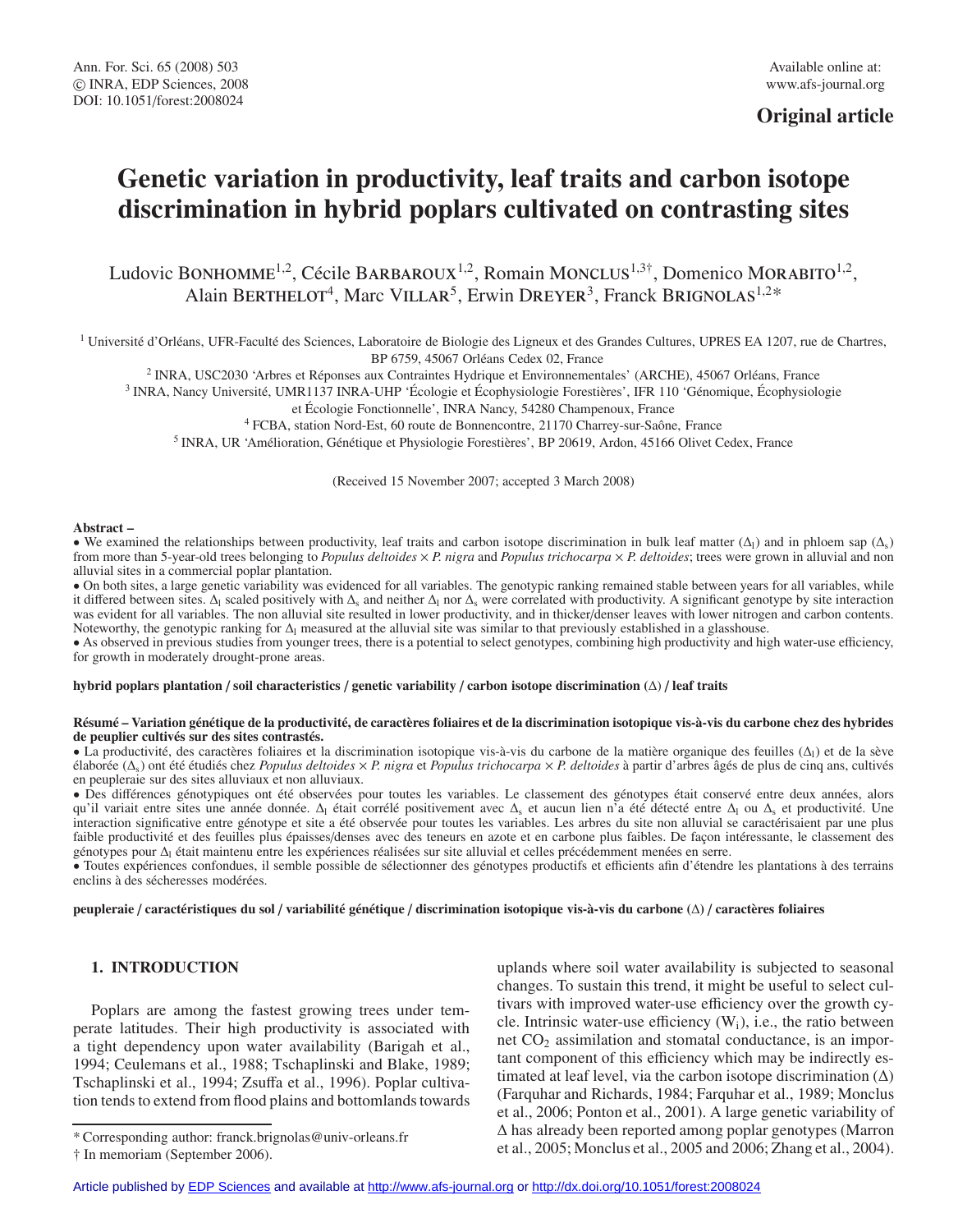Original article

# Genetic variation in productivity, leaf traits and carbon isotope discrimination in hybrid poplars cultivated on contrasting sites

Ludovic BONHOMME[1,2], Cécile BARBAROUX[1,2], Romain MONCLUS[1,3†], Domenico MORABITO[1,2], Alain BERTHELOT[4], Marc VILLAR[5], Erwin DREYER[3], Franck BRIGNOLAS[1,2]*

[1] Université d'Orléans, UFR-Faculté des Sciences, Laboratoire de Biologie des Ligneux et des Grandes Cultures, UPRES EA 1207, rue de Chartres, BP 6759, 45067 Orléans Cedex 02, France

[2] INRA, USC2030 'Arbres et Réponses aux Contraintes Hydrique et Environnementales' (ARCHE), 45067 Orléans, France

[3] INRA, Nancy Université, UMR1137 INRA-UHP 'Écologie et Écophysiologie Forestières', IFR 110 'Génomique, Écophysiologie et Écologie Fonctionnelle', INRA Nancy, 54280 Champenoux, France

[4] FCBA, station Nord-Est, 60 route de Bonnencontre, 21170 Charrey-sur-Saône, France

[5] INRA, UR 'Amélioration, Génétique et Physiologie Forestières', BP 20619, Ardon, 45166 Olivet Cedex, France

(Received 15 November 2007; accepted 3 March 2008)

**Abstract –**

- We examined the relationships between productivity, leaf traits and carbon isotope discrimination in bulk leaf matter ($\Delta_l$) and in phloem sap ($\Delta_s$) from more than 5-year-old trees belonging to *Populus deltoides* × *P. nigra* and *Populus trichocarpa* × *P. deltoides*; trees were grown in alluvial and non alluvial sites in a commercial poplar plantation.
- On both sites, a large genetic variability was evidenced for all variables. The genotypic ranking remained stable between years for all variables, while it differed between sites. $\Delta_l$ scaled positively with $\Delta_s$ and neither $\Delta_l$ nor $\Delta_s$ were correlated with productivity. A significant genotype by site interaction was evident for all variables. The non alluvial site resulted in lower productivity, and in thicker/denser leaves with lower nitrogen and carbon contents. Noteworthy, the genotypic ranking for $\Delta_l$ measured at the alluvial site was similar to that previously established in a glasshouse.
- As observed in previous studies from younger trees, there is a potential to select genotypes, combining high productivity and high water-use efficiency, for growth in moderately drought-prone areas.

**hybrid poplars plantation / soil characteristics / genetic variability / carbon isotope discrimination (Δ) / leaf traits**

**Résumé – Variation génétique de la productivité, de caractères foliaires et de la discrimination isotopique vis-à-vis du carbone chez des hybrides de peuplier cultivés sur des sites contrastés.**

- La productivité, des caractères foliaires et la discrimination isotopique vis-à-vis du carbone de la matière organique des feuilles ($\Delta_l$) et de la sève élaborée ($\Delta_s$) ont été étudiés chez *Populus deltoides* × *P. nigra* et *Populus trichocarpa* × *P. deltoides* à partir d'arbres âgés de plus de cinq ans, cultivés en peupleraie sur des sites alluviaux et non alluviaux.
- Des différences génotypiques ont été observées pour toutes les variables. Le classement des génotypes était conservé entre deux années, alors qu'il variait entre sites une année donnée. $\Delta_l$ était corrélé positivement avec $\Delta_s$ et aucun lien n'a été détecté entre $\Delta_l$ ou $\Delta_s$ et productivité. Une interaction significative entre génotype et site a été observée pour toutes les variables. Les arbres du site non alluvial se caractérisaient par une plus faible productivité et des feuilles plus épaisses/denses avec des teneurs en azote et en carbone plus faibles. De façon intéressante, le classement des génotypes pour $\Delta_l$ était maintenu entre les expériences réalisées sur site alluvial et celles précédemment menées en serre.
- Toutes expériences confondues, il semble possible de sélectionner des génotypes productifs et efficients afin d'étendre les plantations à des terrains enclins à des sécheresses modérées.

**peupleraie / caractéristiques du sol / variabilité génétique / discrimination isotopique vis-à-vis du carbone (Δ) / caractères foliaires**

## 1. INTRODUCTION

Poplars are among the fastest growing trees under temperate latitudes. Their high productivity is associated with a tight dependency upon water availability (Barigah et al., 1994; Ceulemans et al., 1988; Tschaplinski and Blake, 1989; Tschaplinski et al., 1994; Zsuffa et al., 1996). Poplar cultivation tends to extend from flood plains and bottomlands towards uplands where soil water availability is subjected to seasonal changes. To sustain this trend, it might be useful to select cultivars with improved water-use efficiency over the growth cycle. Intrinsic water-use efficiency ($W_i$), i.e., the ratio between net $CO_2$ assimilation and stomatal conductance, is an important component of this efficiency which may be indirectly estimated at leaf level, via the carbon isotope discrimination (Δ) (Farquhar and Richards, 1984; Farquhar et al., 1989; Monclus et al., 2006; Ponton et al., 2001). A large genetic variability of Δ has already been reported among poplar genotypes (Marron et al., 2005; Monclus et al., 2005 and 2006; Zhang et al., 2004).

\* Corresponding author: franck.brignolas@univ-orleans.fr

† In memoriam (September 2006).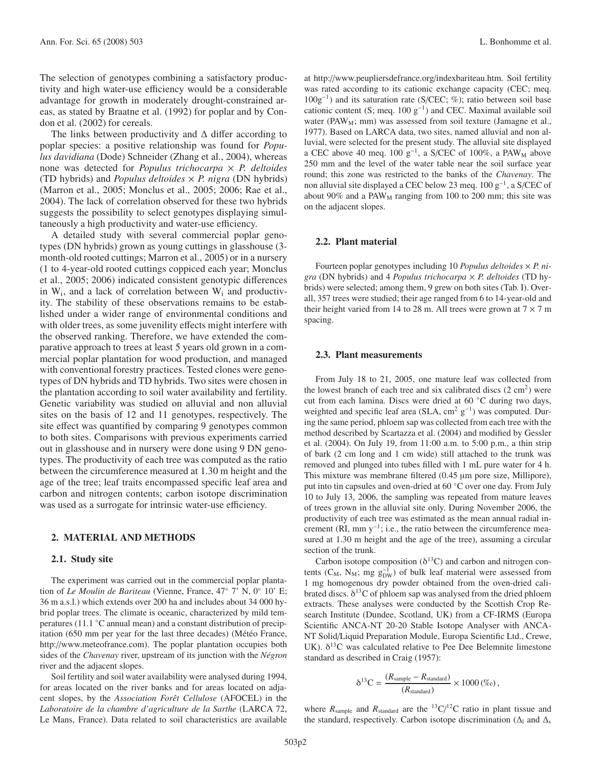The selection of genotypes combining a satisfactory productivity and high water-use efficiency would be a considerable advantage for growth in moderately drought-constrained areas, as stated by Braatne et al. (1992) for poplar and by Condon et al. (2002) for cereals.

The links between productivity and $\Delta$ differ according to poplar species: a positive relationship was found for *Populus davidiana* (Dode) Schneider (Zhang et al., 2004), whereas none was detected for *Populus trichocarpa* × *P. deltoides* (TD hybrids) and *Populus deltoides* × *P. nigra* (DN hybrids) (Marron et al., 2005; Monclus et al., 2005; 2006; Rae et al., 2004). The lack of correlation observed for these two hybrids suggests the possibility to select genotypes displaying simultaneously a high productivity and water-use efficiency.

A detailed study with several commercial poplar genotypes (DN hybrids) grown as young cuttings in glasshouse (3-month-old rooted cuttings; Marron et al., 2005) or in a nursery (1 to 4-year-old rooted cuttings coppiced each year; Monclus et al., 2005; 2006) indicated consistent genotypic differences in $W_i$, and a lack of correlation between $W_i$ and productivity. The stability of these observations remains to be established under a wider range of environmental conditions and with older trees, as some juvenility effects might interfere with the observed ranking. Therefore, we have extended the comparative approach to trees at least 5 years old grown in a commercial poplar plantation for wood production, and managed with conventional forestry practices. Tested clones were genotypes of DN hybrids and TD hybrids. Two sites were chosen in the plantation according to soil water availability and fertility. Genetic variability was studied on alluvial and non alluvial sites on the basis of 12 and 11 genotypes, respectively. The site effect was quantified by comparing 9 genotypes common to both sites. Comparisons with previous experiments carried out in glasshouse and in nursery were done using 9 DN genotypes. The productivity of each tree was computed as the ratio between the circumference measured at 1.30 m height and the age of the tree; leaf traits encompassed specific leaf area and carbon and nitrogen contents; carbon isotope discrimination was used as a surrogate for intrinsic water-use efficiency.

## 2. MATERIAL AND METHODS

### 2.1. Study site

The experiment was carried out in the commercial poplar plantation of *Le Moulin de Bariteau* (Vienne, France, 47° 7' N, 0° 10' E; 36 m a.s.l.) which extends over 200 ha and includes about 34 000 hybrid poplar trees. The climate is oceanic, characterized by mild temperatures (11.1 °C annual mean) and a constant distribution of precipitation (650 mm per year for the last three decades) (Météo France, http://www.meteofrance.com). The poplar plantation occupies both sides of the *Chavenay* river, upstream of its junction with the *Négron* river and the adjacent slopes.

Soil fertility and soil water availability were analysed during 1994, for areas located on the river banks and for areas located on adjacent slopes, by the *Association Forêt Cellulose* (AFOCEL) in the *Laboratoire de la chambre d'agriculture de la Sarthe* (LARCA 72, Le Mans, France). Data related to soil characteristics are available at http://www.peupliersdefrance.org/indexbariteau.htm. Soil fertility was rated according to its cationic exchange capacity (CEC; meq. $100g^{-1}$) and its saturation rate (S/CEC; %); ratio between soil base cationic content (S; meq. 100 $g^{-1}$) and CEC. Maximal available soil water ($PAW_M$; mm) was assessed from soil texture (Jamagne et al., 1977). Based on LARCA data, two sites, named alluvial and non alluvial, were selected for the present study. The alluvial site displayed a CEC above 40 meq. 100 $g^{-1}$, a S/CEC of 100%, a $PAW_M$ above 250 mm and the level of the water table near the soil surface year round; this zone was restricted to the banks of the *Chavenay*. The non alluvial site displayed a CEC below 23 meq. 100 $g^{-1}$, a S/CEC of about 90% and a $PAW_M$ ranging from 100 to 200 mm; this site was on the adjacent slopes.

### 2.2. Plant material

Fourteen poplar genotypes including 10 *Populus deltoides* × *P. nigra* (DN hybrids) and 4 *Populus trichocarpa* × *P. deltoides* (TD hybrids) were selected; among them, 9 grew on both sites (Tab. I). Overall, 357 trees were studied; their age ranged from 6 to 14-year-old and their height varied from 14 to 28 m. All trees were grown at 7 × 7 m spacing.

### 2.3. Plant measurements

From July 18 to 21, 2005, one mature leaf was collected from the lowest branch of each tree and six calibrated discs (2 $cm^2$) were cut from each lamina. Discs were dried at 60 °C during two days, weighted and specific leaf area (SLA, $cm^2$ $g^{-1}$) was computed. During the same period, phloem sap was collected from each tree with the method described by Scartazza et al. (2004) and modified by Gessler et al. (2004). On July 19, from 11:00 a.m. to 5:00 p.m., a thin strip of bark (2 cm long and 1 cm wide) still attached to the trunk was removed and plunged into tubes filled with 1 mL pure water for 4 h. This mixture was membrane filtered (0.45 µm pore size, Millipore), put into tin capsules and oven-dried at 60 °C over one day. From July 10 to July 13, 2006, the sampling was repeated from mature leaves of trees grown in the alluvial site only. During November 2006, the productivity of each tree was estimated as the mean annual radial increment (RI, mm $y^{-1}$; i.e., the ratio between the circumference measured at 1.30 m height and the age of the tree), assuming a circular section of the trunk.

Carbon isotope composition ($\delta^{13}C$) and carbon and nitrogen contents ($C_M$, $N_M$; mg $g_{DW}^{-1}$) of bulk leaf material were assessed from 1 mg homogenous dry powder obtained from the oven-dried calibrated discs. $\delta^{13}C$ of phloem sap was analysed from the dried phloem extracts. These analyses were conducted by the Scottish Crop Research Institute (Dundee, Scotland, UK) from a CF-IRMS (Europa Scientific ANCA-NT 20-20 Stable Isotope Analyser with ANCA-NT Solid/Liquid Preparation Module, Europa Scientific Ltd., Crewe, UK). $\delta^{13}C$ was calculated relative to Pee Dee Belemnite limestone standard as described in Craig (1957):

$$\delta^{13}C = \frac{(R_{\text{sample}} - R_{\text{standard}})}{(R_{\text{standard}})} \times 1000\,(‰),$$

where $R_{\text{sample}}$ and $R_{\text{standard}}$ are the $^{13}C/^{12}C$ ratio in plant tissue and the standard, respectively. Carbon isotope discrimination ($\Delta_l$ and $\Delta_s$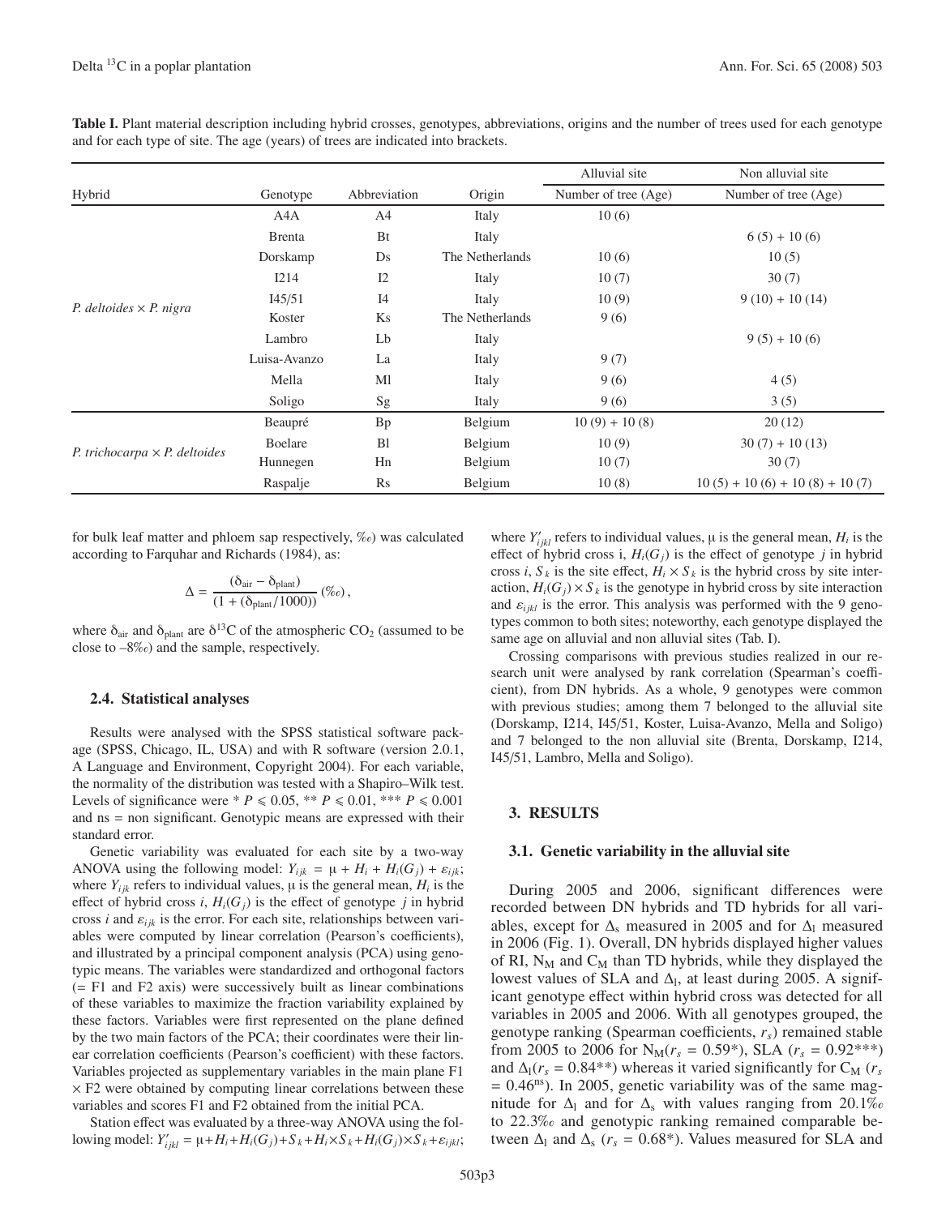**Table I.** Plant material description including hybrid crosses, genotypes, abbreviations, origins and the number of trees used for each genotype and for each type of site. The age (years) of trees are indicated into brackets.

| Hybrid | Genotype | Abbreviation | Origin | Alluvial site | Non alluvial site |
|---|---|---|---|---|---|
| | | | | Number of tree (Age) | Number of tree (Age) |
| *P. deltoides* × *P. nigra* | A4A | A4 | Italy | 10 (6) | |
| | Brenta | Bt | Italy | | 6 (5) + 10 (6) |
| | Dorskamp | Ds | The Netherlands | 10 (6) | 10 (5) |
| | I214 | I2 | Italy | 10 (7) | 30 (7) |
| | I45/51 | I4 | Italy | 10 (9) | 9 (10) + 10 (14) |
| | Koster | Ks | The Netherlands | 9 (6) | |
| | Lambro | Lb | Italy | | 9 (5) + 10 (6) |
| | Luisa-Avanzo | La | Italy | 9 (7) | |
| | Mella | Ml | Italy | 9 (6) | 4 (5) |
| | Soligo | Sg | Italy | 9 (6) | 3 (5) |
| *P. trichocarpa* × *P. deltoides* | Beaupré | Bp | Belgium | 10 (9) + 10 (8) | 20 (12) |
| | Boelare | Bl | Belgium | 10 (9) | 30 (7) + 10 (13) |
| | Hunnegen | Hn | Belgium | 10 (7) | 30 (7) |
| | Raspalje | Rs | Belgium | 10 (8) | 10 (5) + 10 (6) + 10 (8) + 10 (7) |

for bulk leaf matter and phloem sap respectively, ‰) was calculated according to Farquhar and Richards (1984), as:

$$\Delta = \frac{(\delta_{air} - \delta_{plant})}{(1 + (\delta_{plant}/1000))} \, (‰),$$

where $\delta_{air}$ and $\delta_{plant}$ are $\delta^{13}C$ of the atmospheric $CO_2$ (assumed to be close to –8‰) and the sample, respectively.

### 2.4. Statistical analyses

Results were analysed with the SPSS statistical software package (SPSS, Chicago, IL, USA) and with R software (version 2.0.1, A Language and Environment, Copyright 2004). For each variable, the normality of the distribution was tested with a Shapiro–Wilk test. Levels of significance were * $P \leqslant 0.05$, ** $P \leqslant 0.01$, *** $P \leqslant 0.001$ and ns = non significant. Genotypic means are expressed with their standard error.

Genetic variability was evaluated for each site by a two-way ANOVA using the following model: $Y_{ijk} = \mu + H_i + H_i(G_j) + \varepsilon_{ijk}$; where $Y_{ijk}$ refers to individual values, $\mu$ is the general mean, $H_i$ is the effect of hybrid cross $i$, $H_i(G_j)$ is the effect of genotype $j$ in hybrid cross $i$ and $\varepsilon_{ijk}$ is the error. For each site, relationships between variables were computed by linear correlation (Pearson's coefficient), and illustrated by a principal component analysis (PCA) using genotypic means. The variables were standardized and orthogonal factors (= F1 and F2 axis) were successively built as linear combinations of these variables to maximize the fraction variability explained by these factors. Variables were first represented on the plane defined by the two main factors of the PCA; their coordinates were their linear correlation coefficients (Pearson's coefficient) with these factors. Variables projected as supplementary variables in the main plane F1 × F2 were obtained by computing linear correlations between these variables and scores F1 and F2 obtained from the initial PCA.

Station effect was evaluated by a three-way ANOVA using the following model: $Y'_{ijkl} = \mu + H_i + H_i(G_j) + S_k + H_i \times S_k + H_i(G_j) \times S_k + \varepsilon_{ijkl}$; where $Y'_{ijkl}$ refers to individual values, $\mu$ is the general mean, $H_i$ is the effect of hybrid cross i, $H_i(G_j)$ is the effect of genotype $j$ in hybrid cross $i$, $S_k$ is the site effect, $H_i \times S_k$ is the hybrid cross by site interaction, $H_i(G_j) \times S_k$ is the genotype in hybrid cross by site interaction and $\varepsilon_{ijkl}$ is the error. This analysis was performed with the 9 genotypes common to both sites; noteworthy, each genotype displayed the same age on alluvial and non alluvial sites (Tab. I).

Crossing comparisons with previous studies realized in our research unit were analysed by rank correlation (Spearman's coefficient), from DN hybrids. As a whole, 9 genotypes were common with previous studies; among them 7 belonged to the alluvial site (Dorskamp, I214, I45/51, Koster, Luisa-Avanzo, Mella and Soligo) and 7 belonged to the non alluvial site (Brenta, Dorskamp, I214, I45/51, Lambro, Mella and Soligo).

## 3. RESULTS

### 3.1. Genetic variability in the alluvial site

During 2005 and 2006, significant differences were recorded between DN hybrids and TD hybrids for all variables, except for $\Delta_s$ measured in 2005 and for $\Delta_l$ measured in 2006 (Fig. 1). Overall, DN hybrids displayed higher values of RI, $N_M$ and $C_M$ than TD hybrids, while they displayed the lowest values of SLA and $\Delta_l$, at least during 2005. A significant genotype effect within hybrid cross was detected for all variables in 2005 and 2006. With all genotypes grouped, the genotype ranking (Spearman coefficients, $r_s$) remained stable from 2005 to 2006 for $N_M$($r_s$ = 0.59*), SLA ($r_s$ = 0.92***) and $\Delta_l$($r_s$ = 0.84**) whereas it varied significantly for $C_M$ ($r_s$ = 0.46$^{ns}$). In 2005, genetic variability was of the same magnitude for $\Delta_l$ and for $\Delta_s$ with values ranging from 20.1‰ to 22.3‰ and genotypic ranking remained comparable between $\Delta_l$ and $\Delta_s$ ($r_s$ = 0.68*). Values measured for SLA and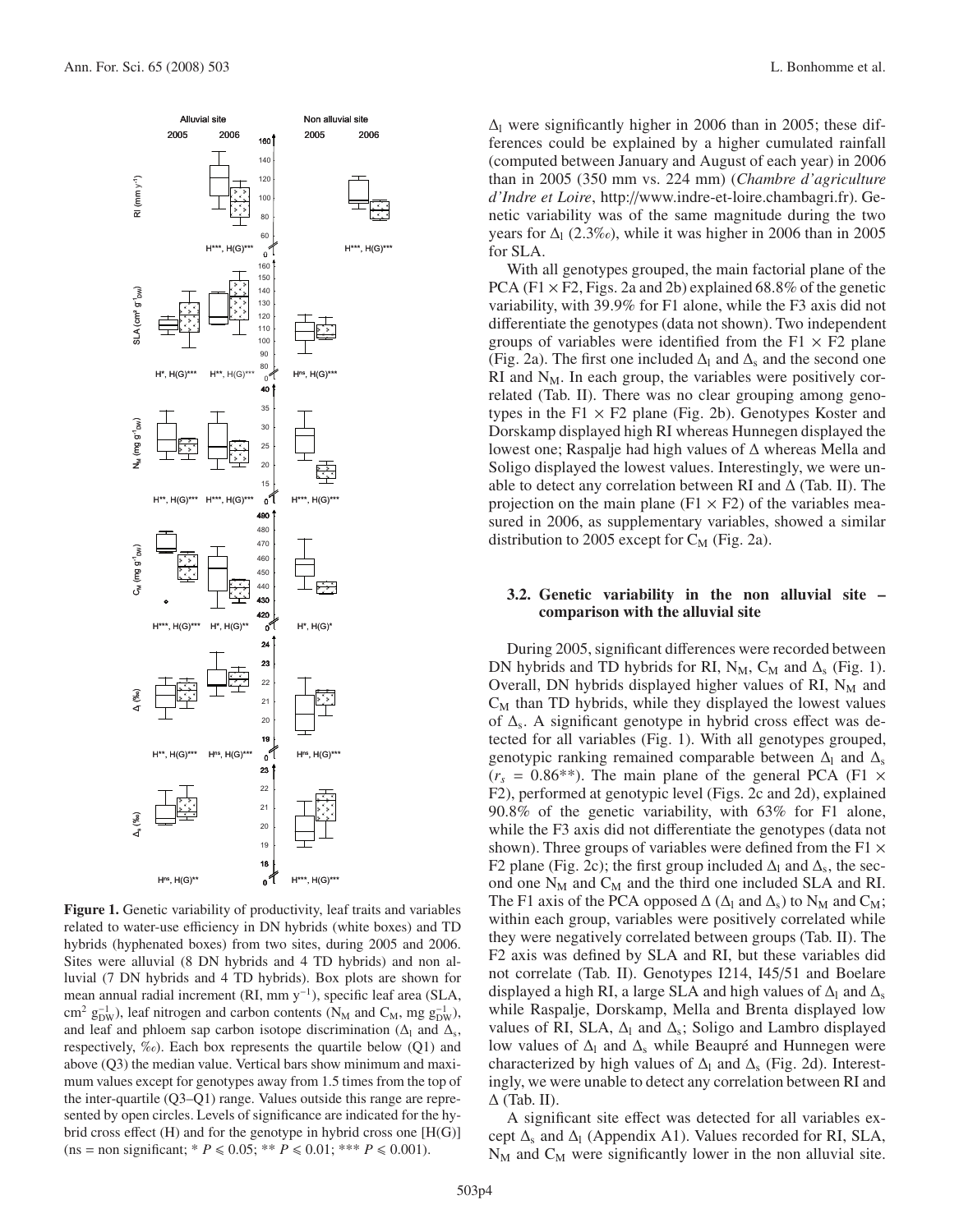**Figure 1.** Genetic variability of productivity, leaf traits and variables related to water-use efficiency in DN hybrids (white boxes) and TD hybrids (hyphenated boxes) from two sites, during 2005 and 2006. Sites were alluvial (8 DN hybrids and 4 TD hybrids) and non alluvial (7 DN hybrids and 4 TD hybrids). Box plots are shown for mean annual radial increment (RI, mm $y^{-1}$), specific leaf area (SLA, $cm^2\ g_{DW}^{-1}$), leaf nitrogen and carbon contents ($N_M$ and $C_M$, mg $g_{DW}^{-1}$), and leaf and phloem sap carbon isotope discrimination ($\Delta_l$ and $\Delta_s$, respectively, ‰). Each box represents the quartile below (Q1) and above (Q3) the median value. Vertical bars show minimum and maximum values except for genotypes away from 1.5 times from the top of the inter-quartile (Q3–Q1) range. Values outside this range are represented by open circles. Levels of significance are indicated for the hybrid cross effect (H) and for the genotype in hybrid cross one [H(G)] (ns = non significant; * $P \leqslant 0.05$; ** $P \leqslant 0.01$; *** $P \leqslant 0.001$).

$\Delta_l$ were significantly higher in 2006 than in 2005; these differences could be explained by a higher cumulated rainfall (computed between January and August of each year) in 2006 than in 2005 (350 mm vs. 224 mm) (*Chambre d'agriculture d'Indre et Loire*, http://www.indre-et-loire.chambagri.fr). Genetic variability was of the same magnitude during the two years for $\Delta_l$ (2.3‰), while it was higher in 2006 than in 2005 for SLA.

With all genotypes grouped, the main factorial plane of the PCA (F1 × F2, Figs. 2a and 2b) explained 68.8% of the genetic variability, with 39.9% for F1 alone, while the F3 axis did not differentiate the genotypes (data not shown). Two independent groups of variables were identified from the F1 × F2 plane (Fig. 2a). The first one included $\Delta_l$ and $\Delta_s$ and the second one RI and $N_M$. In each group, the variables were positively correlated (Tab. II). There was no clear grouping among genotypes in the F1 × F2 plane (Fig. 2b). Genotypes Koster and Dorskamp displayed high RI whereas Hunnegen displayed the lowest one; Raspalje had high values of $\Delta$ whereas Mella and Soligo displayed the lowest values. Interestingly, we were unable to detect any correlation between RI and $\Delta$ (Tab. II). The projection on the main plane (F1 × F2) of the variables measured in 2006, as supplementary variables, showed a similar distribution to 2005 except for $C_M$ (Fig. 2a).

### 3.2. Genetic variability in the non alluvial site – comparison with the alluvial site

During 2005, significant differences were recorded between DN hybrids and TD hybrids for RI, $N_M$, $C_M$ and $\Delta_s$ (Fig. 1). Overall, DN hybrids displayed higher values of RI, $N_M$ and $C_M$ than TD hybrids, while they displayed the lowest values of $\Delta_s$. A significant genotype in hybrid cross effect was detected for all variables (Fig. 1). With all genotypes grouped, genotypic ranking remained comparable between $\Delta_l$ and $\Delta_s$ ($r_s = 0.86^{**}$). The main plane of the general PCA (F1 × F2), performed at genotypic level (Figs. 2c and 2d), explained 90.8% of the genetic variability, with 63% for F1 alone, while the F3 axis did not differentiate the genotypes (data not shown). Three groups of variables were defined from the F1 × F2 plane (Fig. 2c); the first group included $\Delta_l$ and $\Delta_s$, the second one $N_M$ and $C_M$ and the third one included SLA and RI. The F1 axis of the PCA opposed $\Delta$ ($\Delta_l$ and $\Delta_s$) to $N_M$ and $C_M$; within each group, variables were positively correlated while they were negatively correlated between groups (Tab. II). The F2 axis was defined by SLA and RI, but these variables did not correlate (Tab. II). Genotypes I214, I45/51 and Boelare displayed a high RI, a large SLA and high values of $\Delta_l$ and $\Delta_s$ while Raspalje, Dorskamp, Mella and Brenta displayed low values of RI, SLA, $\Delta_l$ and $\Delta_s$; Soligo and Lambro displayed low values of $\Delta_l$ and $\Delta_s$ while Beaupré and Hunnegen were characterized by high values of $\Delta_l$ and $\Delta_s$ (Fig. 2d). Interestingly, we were unable to detect any correlation between RI and $\Delta$ (Tab. II).

A significant site effect was detected for all variables except $\Delta_s$ and $\Delta_l$ (Appendix A1). Values recorded for RI, SLA, $N_M$ and $C_M$ were significantly lower in the non alluvial site.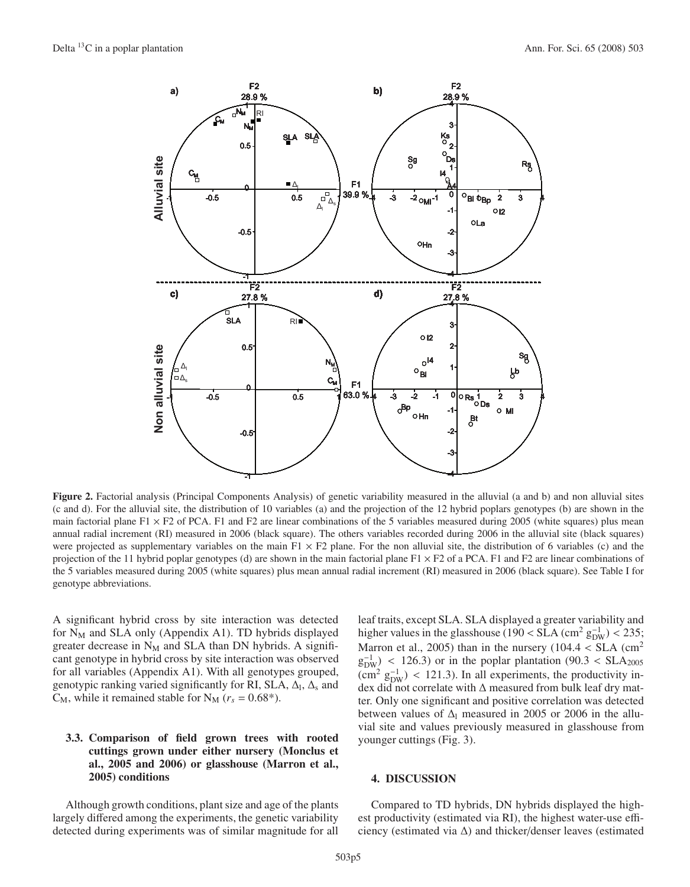**Figure 2.** Factorial analysis (Principal Components Analysis) of genetic variability measured in the alluvial (a and b) and non alluvial sites (c and d). For the alluvial site, the distribution of 10 variables (a) and the projection of the 12 hybrid poplars genotypes (b) are shown in the main factorial plane F1 × F2 of PCA. F1 and F2 are linear combinations of the 5 variables measured during 2005 (white squares) plus mean annual radial increment (RI) measured in 2006 (black square). The others variables recorded during 2006 in the alluvial site (black squares) were projected as supplementary variables on the main F1 × F2 plane. For the non alluvial site, the distribution of 6 variables (c) and the projection of the 11 hybrid poplar genotypes (d) are shown in the main factorial plane F1 × F2 of a PCA. F1 and F2 are linear combinations of the 5 variables measured during 2005 (white squares) plus mean annual radial increment (RI) measured in 2006 (black square). See Table I for genotype abbreviations.

A significant hybrid cross by site interaction was detected for $N_M$ and SLA only (Appendix A1). TD hybrids displayed greater decrease in $N_M$ and SLA than DN hybrids. A significant genotype in hybrid cross by site interaction was observed for all variables (Appendix A1). With all genotypes grouped, genotypic ranking varied significantly for RI, SLA, $\Delta_l$, $\Delta_s$ and $C_M$, while it remained stable for $N_M$ ($r_s = 0.68$*).

### 3.3. Comparison of field grown trees with rooted cuttings grown under either nursery (Monclus et al., 2005 and 2006) or glasshouse (Marron et al., 2005) conditions

Although growth conditions, plant size and age of the plants largely differed among the experiments, the genetic variability detected during experiments was of similar magnitude for all leaf traits, except SLA. SLA displayed a greater variability and higher values in the glasshouse ($190 <$ SLA (cm$^2$ g$_{DW}^{-1}$) $< 235$; Marron et al., 2005) than in the nursery ($104.4 <$ SLA (cm$^2$ g$_{DW}^{-1}$) $< 126.3$) or in the poplar plantation ($90.3 < SLA_{2005}$ (cm$^2$ g$_{DW}^{-1}$) $< 121.3$). In all experiments, the productivity index did not correlate with $\Delta$ measured from bulk leaf dry matter. Only one significant and positive correlation was detected between values of $\Delta_l$ measured in 2005 or 2006 in the alluvial site and values previously measured in glasshouse from younger cuttings (Fig. 3).

## 4. DISCUSSION

Compared to TD hybrids, DN hybrids displayed the highest productivity (estimated via RI), the highest water-use efficiency (estimated via $\Delta$) and thicker/denser leaves (estimated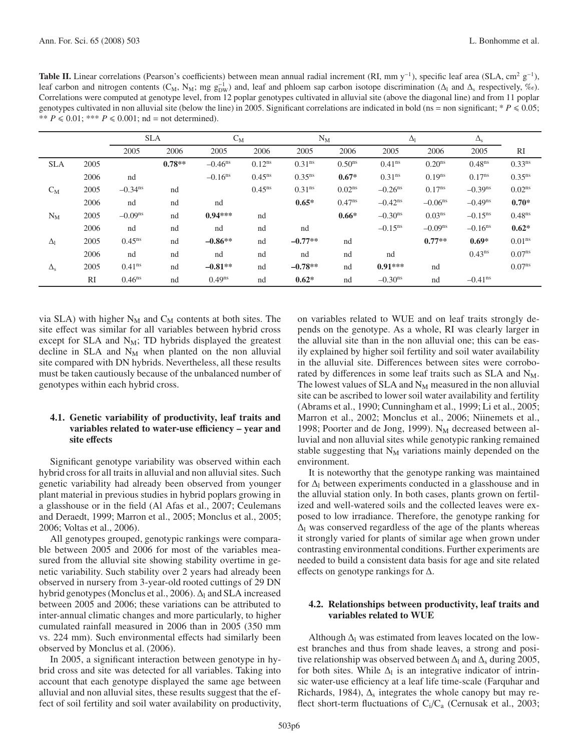**Table II.** Linear correlations (Pearson's coefficients) between mean annual radial increment (RI, mm $y^{-1}$), specific leaf area (SLA, $cm^2\ g^{-1}$), leaf carbon and nitrogen contents ($C_M$, $N_M$; mg $g_{DW}^{-1}$) and, leaf and phloem sap carbon isotope discrimination ($\Delta_l$ and $\Delta_s$ respectively, ‰). Correlations were computed at genotype level, from 12 poplar genotypes cultivated in alluvial site (above the diagonal line) and from 11 poplar genotypes cultivated in non alluvial site (below the line) in 2005. Significant correlations are indicated in bold (ns = non significant; * $P \leqslant 0.05$; ** $P \leqslant 0.01$; *** $P \leqslant 0.001$; nd = not determined).

| | | SLA | | $C_M$ | | $N_M$ | | $\Delta_l$ | | $\Delta_s$ | |
|---|---|---|---|---|---|---|---|---|---|---|---|
| | | 2005 | 2006 | 2005 | 2006 | 2005 | 2006 | 2005 | 2006 | 2005 | RI |
| SLA | 2005 | | **0.78**\*\* | $-0.46^{ns}$ | $0.12^{ns}$ | $0.31^{ns}$ | $0.50^{ns}$ | $0.41^{ns}$ | $0.20^{ns}$ | $0.48^{ns}$ | $0.33^{ns}$ |
| | 2006 | nd | | $-0.16^{ns}$ | $0.45^{ns}$ | $0.35^{ns}$ | **0.67**\* | $0.31^{ns}$ | $0.19^{ns}$ | $0.17^{ns}$ | $0.35^{ns}$ |
| $C_M$ | 2005 | $-0.34^{ns}$ | nd | | $0.45^{ns}$ | $0.31^{ns}$ | $0.02^{ns}$ | $-0.26^{ns}$ | $0.17^{ns}$ | $-0.39^{ns}$ | $0.02^{ns}$ |
| | 2006 | nd | nd | nd | | **0.65**\* | $0.47^{ns}$ | $-0.42^{ns}$ | $-0.06^{ns}$ | $-0.49^{ns}$ | **0.70**\* |
| $N_M$ | 2005 | $-0.09^{ns}$ | nd | **0.94**\*\*\* | nd | | **0.66**\* | $-0.30^{ns}$ | $0.03^{ns}$ | $-0.15^{ns}$ | $0.48^{ns}$ |
| | 2006 | nd | nd | nd | nd | nd | | $-0.15^{ns}$ | $-0.09^{ns}$ | $-0.16^{ns}$ | **0.62**\* |
| $\Delta_l$ | 2005 | $0.45^{ns}$ | nd | **−0.86**\*\* | nd | **−0.77**\*\* | nd | | **0.77**\*\* | **0.69**\* | $0.01^{ns}$ |
| | 2006 | nd | nd | nd | nd | nd | nd | nd | | $0.43^{ns}$ | $0.07^{ns}$ |
| $\Delta_s$ | 2005 | $0.41^{ns}$ | nd | **−0.81**\*\* | nd | **−0.78**\*\* | nd | **0.91**\*\*\* | nd | | $0.07^{ns}$ |
| | RI | $0.46^{ns}$ | nd | $0.49^{ns}$ | nd | **0.62**\* | nd | $-0.30^{ns}$ | nd | $-0.41^{ns}$ | |

via SLA) with higher $N_M$ and $C_M$ contents at both sites. The site effect was similar for all variables between hybrid cross except for SLA and $N_M$; TD hybrids displayed the greatest decline in SLA and $N_M$ when planted on the non alluvial site compared with DN hybrids. Nevertheless, all these results must be taken cautiously because of the unbalanced number of genotypes within each hybrid cross.

### 4.1. Genetic variability of productivity, leaf traits and variables related to water-use efficiency – year and site effects

Significant genotype variability was observed within each hybrid cross for all traits in alluvial and non alluvial sites. Such genetic variability had already been observed from younger plant material in previous studies in hybrid poplars growing in a glasshouse or in the field (Al Afas et al., 2007; Ceulemans and Deraedt, 1999; Marron et al., 2005; Monclus et al., 2005; 2006; Voltas et al., 2006).

All genotypes grouped, genotypic rankings were comparable between 2005 and 2006 for most of the variables measured from the alluvial site showing stability overtime in genetic variability. Such stability over 2 years had already been observed in nursery from 3-year-old rooted cuttings of 29 DN hybrid genotypes (Monclus et al., 2006). $\Delta_l$ and SLA increased between 2005 and 2006; these variations can be attributed to inter-annual climatic changes and more particularly, to higher cumulated rainfall measured in 2006 than in 2005 (350 mm vs. 224 mm). Such environmental effects had similarly been observed by Monclus et al. (2006).

In 2005, a significant interaction between genotype in hybrid cross and site was detected for all variables. Taking into account that each genotype displayed the same age between alluvial and non alluvial sites, these results suggest that the effect of soil fertility and soil water availability on productivity, on variables related to WUE and on leaf traits strongly depends on the genotype. As a whole, RI was clearly larger in the alluvial site than in the non alluvial one; this can be easily explained by higher soil fertility and soil water availability in the alluvial site. Differences between sites were corroborated by differences in some leaf traits such as SLA and $N_M$. The lowest values of SLA and $N_M$ measured in the non alluvial site can be ascribed to lower soil water availability and fertility (Abrams et al., 1990; Cunningham et al., 1999; Li et al., 2005; Marron et al., 2002; Monclus et al., 2006; Niinemets et al., 1998; Poorter and de Jong, 1999). $N_M$ decreased between alluvial and non alluvial sites while genotypic ranking remained stable suggesting that $N_M$ variations mainly depended on the environment.

It is noteworthy that the genotype ranking was maintained for $\Delta_l$ between experiments conducted in a glasshouse and in the alluvial station only. In both cases, plants grown on fertilized and well-watered soils and the collected leaves were exposed to low irradiance. Therefore, the genotype ranking for $\Delta_l$ was conserved regardless of the age of the plants whereas it strongly varied for plants of similar age when grown under contrasting environmental conditions. Further experiments are needed to build a consistent data basis for age and site related effects on genotype rankings for $\Delta$.

### 4.2. Relationships between productivity, leaf traits and variables related to WUE

Although $\Delta_l$ was estimated from leaves located on the lowest branches and thus from shade leaves, a strong and positive relationship was observed between $\Delta_l$ and $\Delta_s$ during 2005, for both sites. While $\Delta_l$ is an integrative indicator of intrinsic water-use efficiency at a leaf life time-scale (Farquhar and Richards, 1984), $\Delta_s$ integrates the whole canopy but may reflect short-term fluctuations of $C_i/C_a$ (Cernusak et al., 2003;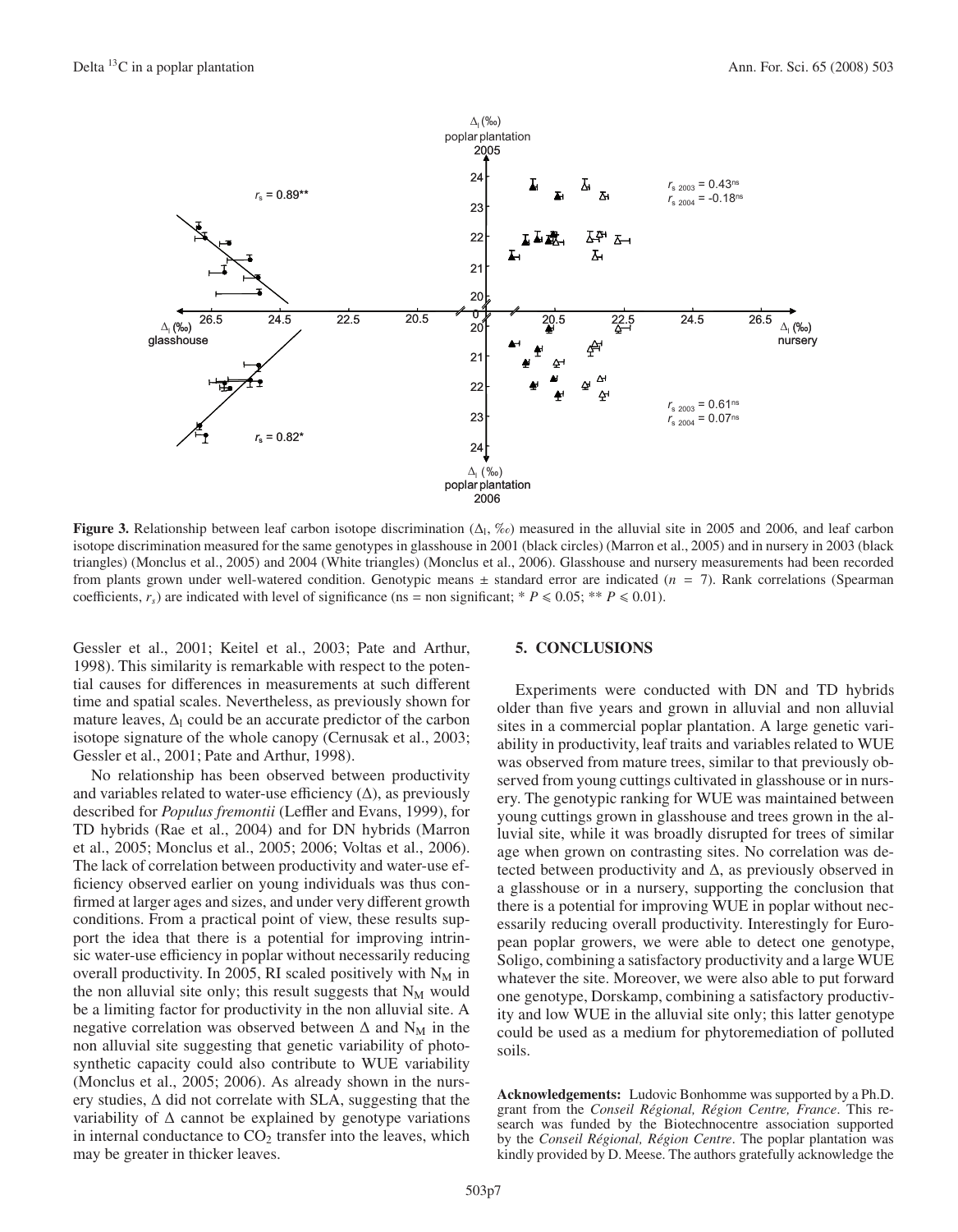**Figure 3.** Relationship between leaf carbon isotope discrimination ($\Delta_l$, ‰) measured in the alluvial site in 2005 and 2006, and leaf carbon isotope discrimination measured for the same genotypes in glasshouse in 2001 (black circles) (Marron et al., 2005) and in nursery in 2003 (black triangles) (Monclus et al., 2005) and 2004 (White triangles) (Monclus et al., 2006). Glasshouse and nursery measurements had been recorded from plants grown under well-watered condition. Genotypic means ± standard error are indicated ($n$ = 7). Rank correlations (Spearman coefficients, $r_s$) are indicated with level of significance (ns = non significant; * $P \leqslant 0.05$; ** $P \leqslant 0.01$).

Gessler et al., 2001; Keitel et al., 2003; Pate and Arthur, 1998). This similarity is remarkable with respect to the potential causes for differences in measurements at such different time and spatial scales. Nevertheless, as previously shown for mature leaves, $\Delta_l$ could be an accurate predictor of the carbon isotope signature of the whole canopy (Cernusak et al., 2003; Gessler et al., 2001; Pate and Arthur, 1998).

No relationship has been observed between productivity and variables related to water-use efficiency ($\Delta$), as previously described for *Populus fremontii* (Leffler and Evans, 1999), for TD hybrids (Rae et al., 2004) and for DN hybrids (Marron et al., 2005; Monclus et al., 2005; 2006; Voltas et al., 2006). The lack of correlation between productivity and water-use efficiency observed earlier on young individuals was thus confirmed at larger ages and sizes, and under very different growth conditions. From a practical point of view, these results support the idea that there is a potential for improving intrinsic water-use efficiency in poplar without necessarily reducing overall productivity. In 2005, RI scaled positively with $N_M$ in the non alluvial site only; this result suggests that $N_M$ would be a limiting factor for productivity in the non alluvial site. A negative correlation was observed between $\Delta$ and $N_M$ in the non alluvial site suggesting that genetic variability of photosynthetic capacity could also contribute to WUE variability (Monclus et al., 2005; 2006). As already shown in the nursery studies, $\Delta$ did not correlate with SLA, suggesting that the variability of $\Delta$ cannot be explained by genotype variations in internal conductance to $CO_2$ transfer into the leaves, which may be greater in thicker leaves.

## 5. CONCLUSIONS

Experiments were conducted with DN and TD hybrids older than five years and grown in alluvial and non alluvial sites in a commercial poplar plantation. A large genetic variability in productivity, leaf traits and variables related to WUE was observed from mature trees, similar to that previously observed from young cuttings cultivated in glasshouse or in nursery. The genotypic ranking for WUE was maintained between young cuttings grown in glasshouse and trees grown in the alluvial site, while it was broadly disrupted for trees of similar age when grown on contrasting sites. No correlation was detected between productivity and $\Delta$, as previously observed in a glasshouse or in a nursery, supporting the conclusion that there is a potential for improving WUE in poplar without necessarily reducing overall productivity. Interestingly for European poplar growers, we were able to detect one genotype, Soligo, combining a satisfactory productivity and a large WUE whatever the site. Moreover, we were also able to put forward one genotype, Dorskamp, combining a satisfactory productivity and low WUE in the alluvial site only; this latter genotype could be used as a medium for phytoremediation of polluted soils.

**Acknowledgements:** Ludovic Bonhomme was supported by a Ph.D. grant from the *Conseil Régional, Région Centre, France*. This research was funded by the Biotechnocentre association supported by the *Conseil Régional, Région Centre*. The poplar plantation was kindly provided by D. Meese. The authors gratefully acknowledge the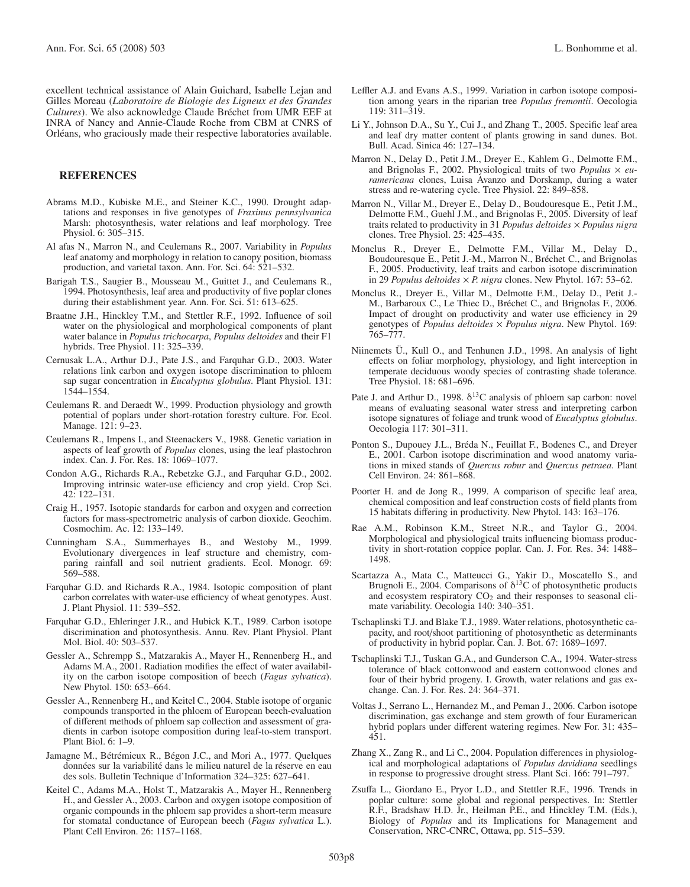excellent technical assistance of Alain Guichard, Isabelle Lejan and Gilles Moreau (*Laboratoire de Biologie des Ligneux et des Grandes Cultures*). We also acknowledge Claude Bréchet from UMR EEF at INRA of Nancy and Annie-Claude Roche from CBM at CNRS of Orléans, who graciously made their respective laboratories available.

## REFERENCES

Abrams M.D., Kubiske M.E., and Steiner K.C., 1990. Drought adaptations and responses in five genotypes of *Fraxinus pennsylvanica* Marsh: photosynthesis, water relations and leaf morphology. Tree Physiol. 6: 305–315.

Al afas N., Marron N., and Ceulemans R., 2007. Variability in *Populus* leaf anatomy and morphology in relation to canopy position, biomass production, and varietal taxon. Ann. For. Sci. 64: 521–532.

Barigah T.S., Saugier B., Mousseau M., Guittet J., and Ceulemans R., 1994. Photosynthesis, leaf area and productivity of five poplar clones during their establishment year. Ann. For. Sci. 51: 613–625.

Braatne J.H., Hinckley T.M., and Stettler R.F., 1992. Influence of soil water on the physiological and morphological components of plant water balance in *Populus trichocarpa*, *Populus deltoides* and their F1 hybrids. Tree Physiol. 11: 325–339.

Cernusak L.A., Arthur D.J., Pate J.S., and Farquhar G.D., 2003. Water relations link carbon and oxygen isotope discrimination to phloem sap sugar concentration in *Eucalyptus globulus*. Plant Physiol. 131: 1544–1554.

Ceulemans R. and Deraedt W., 1999. Production physiology and growth potential of poplars under short-rotation forestry culture. For. Ecol. Manage. 121: 9–23.

Ceulemans R., Impens I., and Steenackers V., 1988. Genetic variation in aspects of leaf growth of *Populus* clones, using the leaf plastochron index. Can. J. For. Res. 18: 1069–1077.

Condon A.G., Richards R.A., Rebetzke G.J., and Farquhar G.D., 2002. Improving intrinsic water-use efficiency and crop yield. Crop Sci. 42: 122–131.

Craig H., 1957. Isotopic standards for carbon and oxygen and correction factors for mass-spectrometric analysis of carbon dioxide. Geochim. Cosmochim. Ac. 12: 133–149.

Cunningham S.A., Summerhayes B., and Westoby M., 1999. Evolutionary divergences in leaf structure and chemistry, comparing rainfall and soil nutrient gradients. Ecol. Monogr. 69: 569–588.

Farquhar G.D. and Richards R.A., 1984. Isotopic composition of plant carbon correlates with water-use efficiency of wheat genotypes. Aust. J. Plant Physiol. 11: 539–552.

Farquhar G.D., Ehleringer J.R., and Hubick K.T., 1989. Carbon isotope discrimination and photosynthesis. Annu. Rev. Plant Physiol. Plant Mol. Biol. 40: 503–537.

Gessler A., Schrempp S., Matzarakis A., Mayer H., Rennenberg H., and Adams M.A., 2001. Radiation modifies the effect of water availability on the carbon isotope composition of beech (*Fagus sylvatica*). New Phytol. 150: 653–664.

Gessler A., Rennenberg H., and Keitel C., 2004. Stable isotope of organic compounds transported in the phloem of European beech-evaluation of different methods of phloem sap collection and assessment of gradients in carbon isotope composition during leaf-to-stem transport. Plant Biol. 6: 1–9.

Jamagne M., Bétrémieux R., Bégon J.C., and Mori A., 1977. Quelques données sur la variabilité dans le milieu naturel de la réserve en eau des sols. Bulletin Technique d'Information 324–325: 627–641.

Keitel C., Adams M.A., Holst T., Matzarakis A., Mayer H., Rennenberg H., and Gessler A., 2003. Carbon and oxygen isotope composition of organic compounds in the phloem sap provides a short-term measure for stomatal conductance of European beech (*Fagus sylvatica* L.). Plant Cell Environ. 26: 1157–1168.

Leffler A.J. and Evans A.S., 1999. Variation in carbon isotope composition among years in the riparian tree *Populus fremontii*. Oecologia 119: 311–319.

Li Y., Johnson D.A., Su Y., Cui J., and Zhang T., 2005. Specific leaf area and leaf dry matter content of plants growing in sand dunes. Bot. Bull. Acad. Sinica 46: 127–134.

Marron N., Delay D., Petit J.M., Dreyer E., Kahlem G., Delmotte F.M., and Brignolas F., 2002. Physiological traits of two *Populus × euramericana* clones, Luisa Avanzo and Dorskamp, during a water stress and re-watering cycle. Tree Physiol. 22: 849–858.

Marron N., Villar M., Dreyer E., Delay D., Boudouresque E., Petit J.M., Delmotte F.M., Guehl J.M., and Brignolas F., 2005. Diversity of leaf traits related to productivity in 31 *Populus deltoides × Populus nigra* clones. Tree Physiol. 25: 425–435.

Monclus R., Dreyer E., Delmotte F.M., Villar M., Delay D., Boudouresque E., Petit J.-M., Marron N., Bréchet C., and Brignolas F., 2005. Productivity, leaf traits and carbon isotope discrimination in 29 *Populus deltoides × P. nigra* clones. New Phytol. 167: 53–62.

Monclus R., Dreyer E., Villar M., Delmotte F.M., Delay D., Petit J.-M., Barbaroux C., Le Thiec D., Bréchet C., and Brignolas F., 2006. Impact of drought on productivity and water use efficiency in 29 genotypes of *Populus deltoides × Populus nigra*. New Phytol. 169: 765–777.

Niinemets Ü., Kull O., and Tenhunen J.D., 1998. An analysis of light effects on foliar morphology, physiology, and light interception in temperate deciduous woody species of contrasting shade tolerance. Tree Physiol. 18: 681–696.

Pate J. and Arthur D., 1998. $\delta^{13}$C analysis of phloem sap carbon: novel means of evaluating seasonal water stress and interpreting carbon isotope signatures of foliage and trunk wood of *Eucalyptus globulus*. Oecologia 117: 301–311.

Ponton S., Dupouey J.L., Bréda N., Feuillat F., Bodenes C., and Dreyer E., 2001. Carbon isotope discrimination and wood anatomy variations in mixed stands of *Quercus robur* and *Quercus petraea*. Plant Cell Environ. 24: 861–868.

Poorter H. and de Jong R., 1999. A comparison of specific leaf area, chemical composition and leaf construction costs of field plants from 15 habitats differing in productivity. New Phytol. 143: 163–176.

Rae A.M., Robinson K.M., Street N.R., and Taylor G., 2004. Morphological and physiological traits influencing biomass productivity in short-rotation coppice poplar. Can. J. For. Res. 34: 1488–1498.

Scartazza A., Mata C., Matteucci G., Yakir D., Moscatello S., and Brugnoli E., 2004. Comparisons of $\delta^{13}$C of photosynthetic products and ecosystem respiratory $CO_2$ and their responses to seasonal climate variability. Oecologia 140: 340–351.

Tschaplinski T.J. and Blake T.J., 1989. Water relations, photosynthetic capacity, and root/shoot partitioning of photosynthetic as determinants of productivity in hybrid poplar. Can. J. Bot. 67: 1689–1697.

Tschaplinski T.J., Tuskan G.A., and Gunderson C.A., 1994. Water-stress tolerance of black cottonwood and eastern cottonwood clones and four of their hybrid progeny. I. Growth, water relations and gas exchange. Can. J. For. Res. 24: 364–371.

Voltas J., Serrano L., Hernandez M., and Peman J., 2006. Carbon isotope discrimination, gas exchange and stem growth of four Euramerican hybrid poplars under different watering regimes. New For. 31: 435–451.

Zhang X., Zang R., and Li C., 2004. Population differences in physiological and morphological adaptations of *Populus davidiana* seedlings in response to progressive drought stress. Plant Sci. 166: 791–797.

Zsuffa L., Giordano E., Pryor L.D., and Stettler R.F., 1996. Trends in poplar culture: some global and regional perspectives. In: Stettler R.F., Bradshaw H.D. Jr., Heilman P.E., and Hinckley T.M. (Eds.), Biology of *Populus* and its Implications for Management and Conservation, NRC-CNRC, Ottawa, pp. 515–539.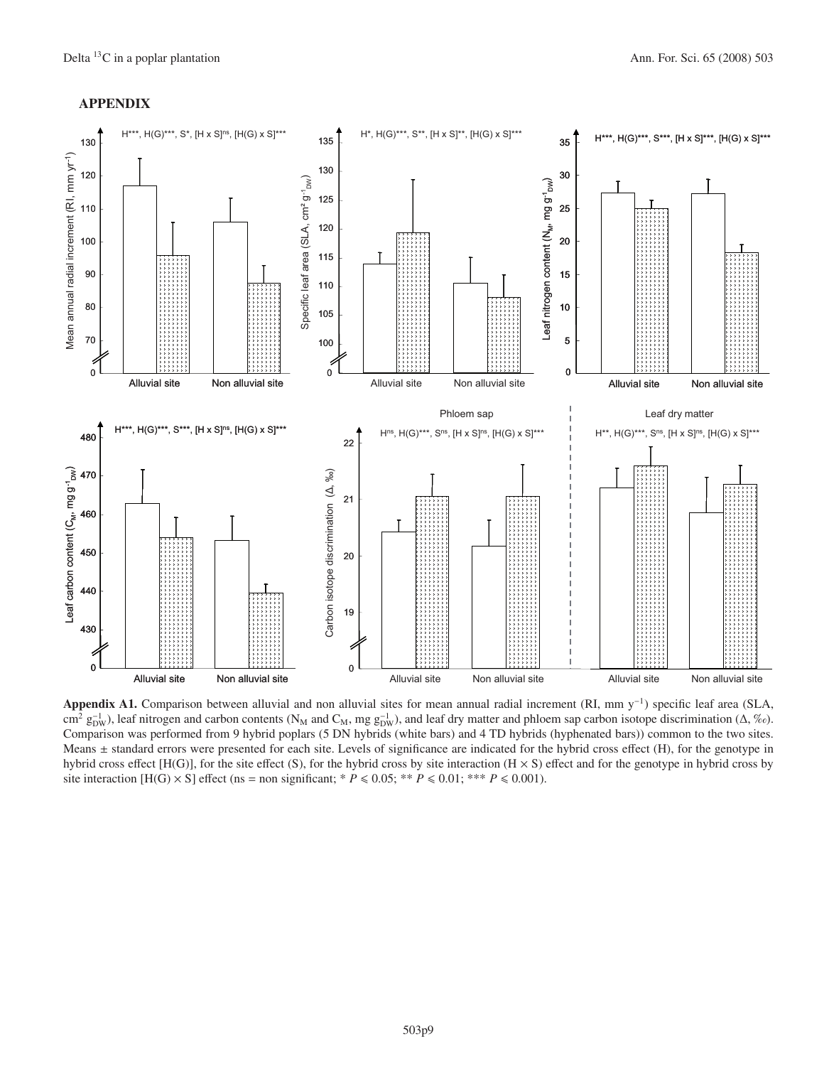## APPENDIX

H***, H(G)***, S*, [H x S]ns, [H(G) x S]***

Mean annual radial increment (RI, mm yr⁻¹)

130
120
110
100
90
80
70
0

Alluvial site
Non alluvial site

H*, H(G)***, S**, [H x S]**, [H(G) x S]***

Specific leaf area (SLA, cm² g⁻¹ DW)

135
130
125
120
115
110
105
100
0

Alluvial site
Non alluvial site

H***, H(G)***, S***, [H x S]***, [H(G) x S]***

Leaf nitrogen content ($N_M$, mg g⁻¹ DW)

35
30
25
20
15
10
5
0

Alluvial site
Non alluvial site

H***, H(G)***, S***, [H x S]ns, [H(G) x S]***

Leaf carbon content ($C_M$, mg g⁻¹ DW)

480
470
460
450
440
430
0

Alluvial site
Non alluvial site

Phloem sap

Leaf dry matter

Hns, H(G)***, Sns, [H x S]ns, [H(G) x S]***

H**, H(G)***, Sns, [H x S]ns, [H(G) x S]***

Carbon isotope discrimination (Δ, ‰)

22
21
20
19
0

Alluvial site
Non alluvial site
Alluvial site
Non alluvial site

**Appendix A1.** Comparison between alluvial and non alluvial sites for mean annual radial increment (RI, mm $y^{-1}$) specific leaf area (SLA, $cm^2\ g_{DW}^{-1}$), leaf nitrogen and carbon contents ($N_M$ and $C_M$, mg $g_{DW}^{-1}$), and leaf dry matter and phloem sap carbon isotope discrimination (Δ, ‰). Comparison was performed from 9 hybrid poplars (5 DN hybrids (white bars) and 4 TD hybrids (hyphenated bars)) common to the two sites. Means ± standard errors were presented for each site. Levels of significance are indicated for the hybrid cross effect (H), for the genotype in hybrid cross effect [H(G)], for the site effect (S), for the hybrid cross by site interaction (H × S) effect and for the genotype in hybrid cross by site interaction [H(G) × S] effect (ns = non significant; * $P \leqslant 0.05$; ** $P \leqslant 0.01$; *** $P \leqslant 0.001$).